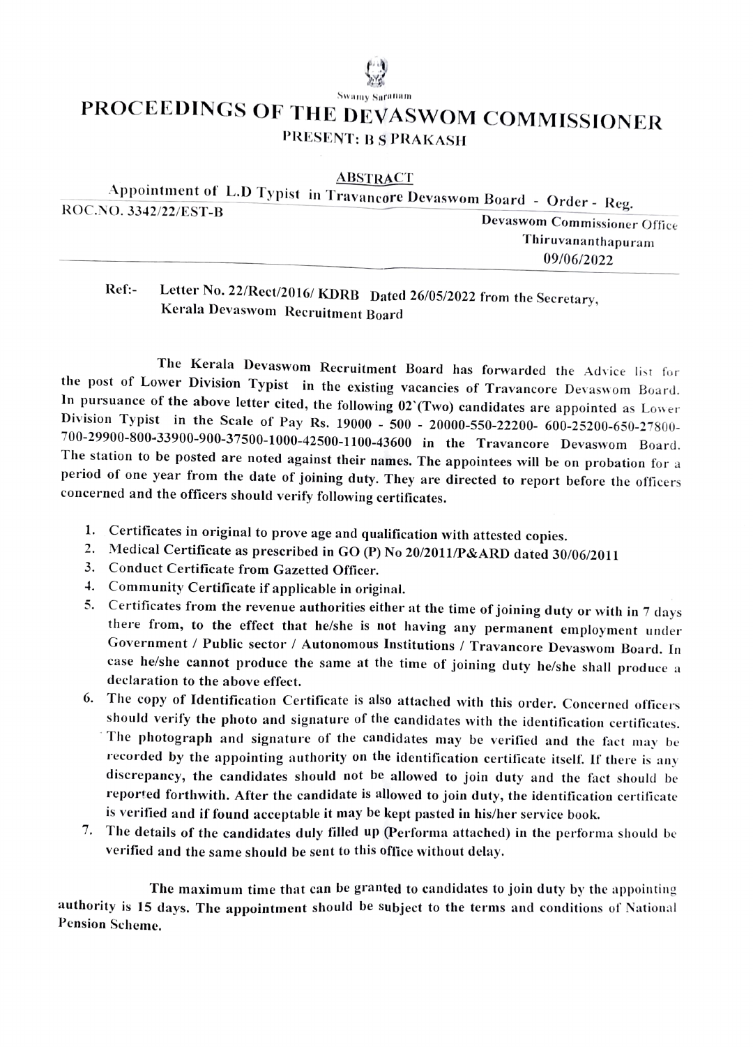Swamy Saranam

# PROCEEDINGS OF THE DEVASWOM COMMISSIONER

PRESENT: B S PRAKASH

ABSTRACT

Appointment of L.D Typist in Travancore Devaswom Board - Order - Reg.

ROC.NO. 3342/22/EST-B

Devaswom Commissioner Office
Thiruvananthapuram
09/06/2022

Ref:- Letter No. 22/Rect/2016/ KDRB Dated 26/05/2022 from the Secretary, Kerala Devaswom Recruitment Board

The Kerala Devaswom Recruitment Board has forwarded the Advice list for the post of Lower Division Typist in the existing vacancies of Travancore Devaswom Board. In pursuance of the above letter cited, the following 02`(Two) candidates are appointed as Lower Division Typist in the Scale of Pay Rs. 19000 - 500 - 20000-550-22200- 600-25200-650-27800-700-29900-800-33900-900-37500-1000-42500-1100-43600 in the Travancore Devaswom Board. The station to be posted are noted against their names. The appointees will be on probation for a period of one year from the date of joining duty. They are directed to report before the officers concerned and the officers should verify following certificates.

1. Certificates in original to prove age and qualification with attested copies.
2. Medical Certificate as prescribed in GO (P) No 20/2011/P&ARD dated 30/06/2011
3. Conduct Certificate from Gazetted Officer.
4. Community Certificate if applicable in original.
5. Certificates from the revenue authorities either at the time of joining duty or with in 7 days there from, to the effect that he/she is not having any permanent employment under Government / Public sector / Autonomous Institutions / Travancore Devaswom Board. In case he/she cannot produce the same at the time of joining duty he/she shall produce a declaration to the above effect.
6. The copy of Identification Certificate is also attached with this order. Concerned officers should verify the photo and signature of the candidates with the identification certificates. The photograph and signature of the candidates may be verified and the fact may be recorded by the appointing authority on the identification certificate itself. If there is any discrepancy, the candidates should not be allowed to join duty and the fact should be reported forthwith. After the candidate is allowed to join duty, the identification certificate is verified and if found acceptable it may be kept pasted in his/her service book.
7. The details of the candidates duly filled up (Performa attached) in the performa should be verified and the same should be sent to this office without delay.

The maximum time that can be granted to candidates to join duty by the appointing authority is 15 days. The appointment should be subject to the terms and conditions of National Pension Scheme.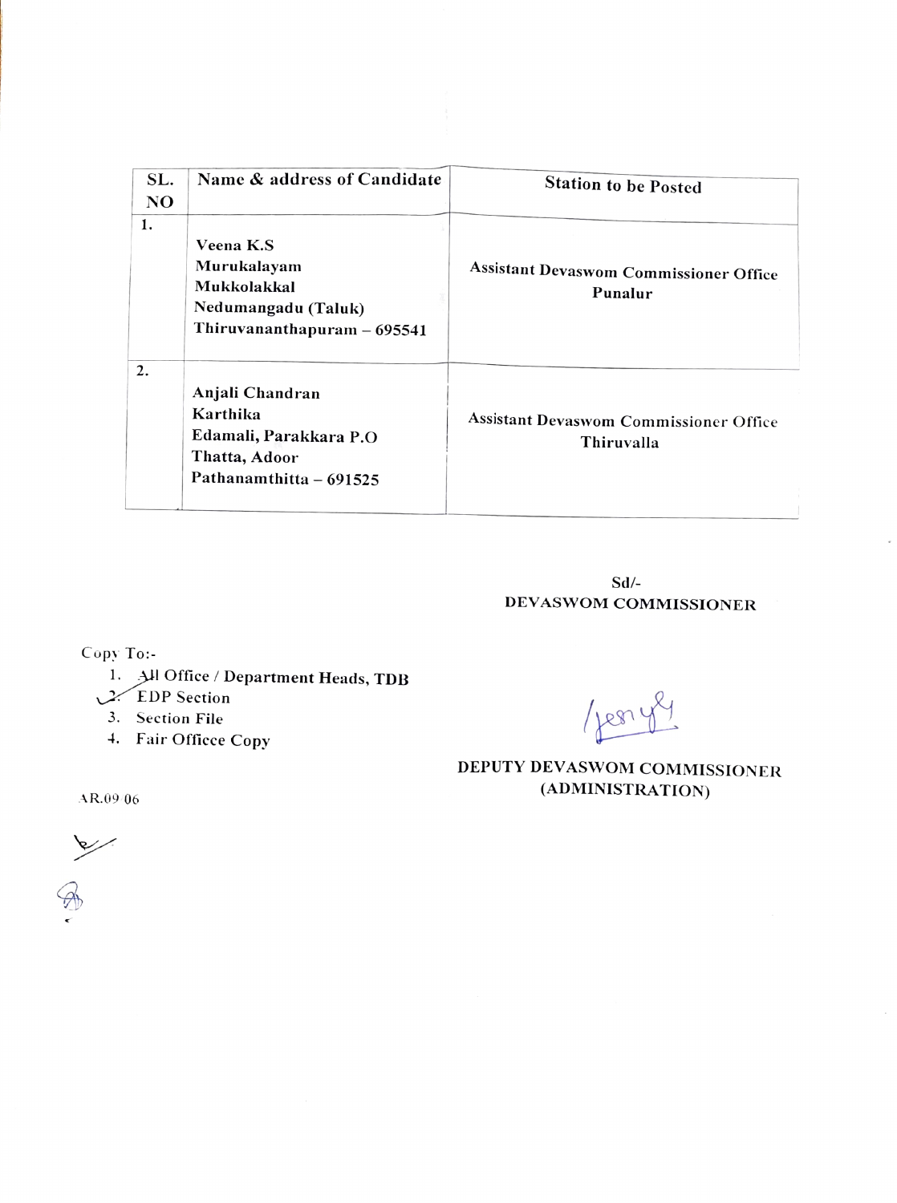| SL. NO | Name & address of Candidate | Station to be Posted |
| --- | --- | --- |
| 1. | Veena K.S<br>Murukalayam<br>Mukkolakkal<br>Nedumangadu (Taluk)<br>Thiruvananthapuram – 695541 | Assistant Devaswom Commissioner Office Punalur |
| 2. | Anjali Chandran<br>Karthika<br>Edamali, Parakkara P.O<br>Thatta, Adoor<br>Pathanamthitta – 691525 | Assistant Devaswom Commissioner Office Thiruvalla |

Sd/-
**DEVASWOM COMMISSIONER**

Copy To:-

1. All Office / Department Heads, TDB
2. EDP Section
3. Section File
4. Fair Officce Copy

**DEPUTY DEVASWOM COMMISSIONER (ADMINISTRATION)**

AR.09 06